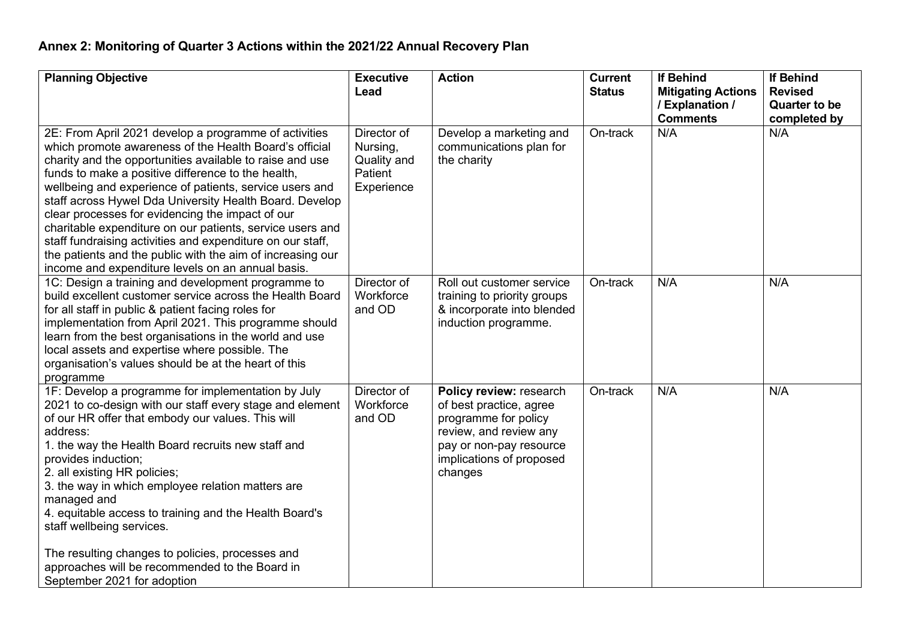## Annex 2: Monitoring of Quarter 3 Actions within the 2021/22 Annual Recovery Plan

| Planning Objective | Executive Lead | Action | Current Status | If Behind Mitigating Actions / Explanation / Comments | If Behind Revised Quarter to be completed by |
|---|---|---|---|---|---|
| 2E: From April 2021 develop a programme of activities which promote awareness of the Health Board's official charity and the opportunities available to raise and use funds to make a positive difference to the health, wellbeing and experience of patients, service users and staff across Hywel Dda University Health Board. Develop clear processes for evidencing the impact of our charitable expenditure on our patients, service users and staff fundraising activities and expenditure on our staff, the patients and the public with the aim of increasing our income and expenditure levels on an annual basis. | Director of Nursing, Quality and Patient Experience | Develop a marketing and communications plan for the charity | On-track | N/A | N/A |
| 1C: Design a training and development programme to build excellent customer service across the Health Board for all staff in public & patient facing roles for implementation from April 2021. This programme should learn from the best organisations in the world and use local assets and expertise where possible. The organisation's values should be at the heart of this programme | Director of Workforce and OD | Roll out customer service training to priority groups & incorporate into blended induction programme. | On-track | N/A | N/A |
| 1F: Develop a programme for implementation by July 2021 to co-design with our staff every stage and element of our HR offer that embody our values. This will address:<br>1. the way the Health Board recruits new staff and provides induction;<br>2. all existing HR policies;<br>3. the way in which employee relation matters are managed and<br>4. equitable access to training and the Health Board's staff wellbeing services.<br><br>The resulting changes to policies, processes and approaches will be recommended to the Board in September 2021 for adoption | Director of Workforce and OD | **Policy review:** research of best practice, agree programme for policy review, and review any pay or non-pay resource implications of proposed changes | On-track | N/A | N/A |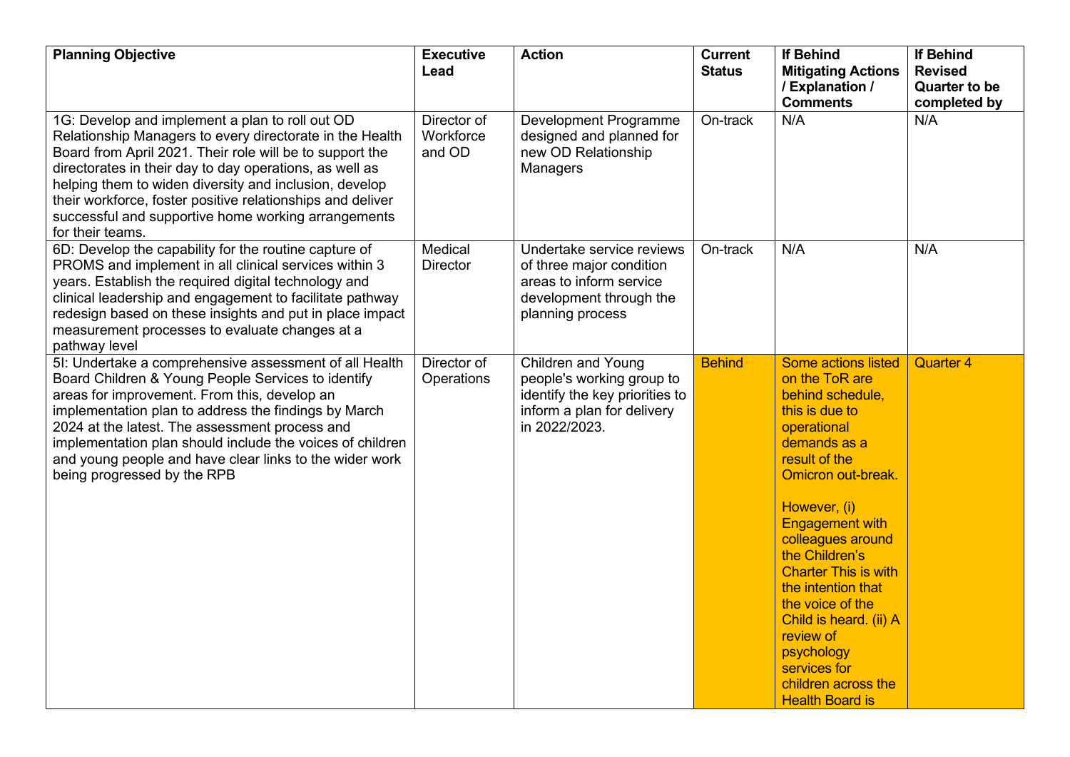| Planning Objective | Executive Lead | Action | Current Status | If Behind Mitigating Actions / Explanation / Comments | If Behind Revised Quarter to be completed by |
|---|---|---|---|---|---|
| 1G: Develop and implement a plan to roll out OD Relationship Managers to every directorate in the Health Board from April 2021. Their role will be to support the directorates in their day to day operations, as well as helping them to widen diversity and inclusion, develop their workforce, foster positive relationships and deliver successful and supportive home working arrangements for their teams. | Director of Workforce and OD | Development Programme designed and planned for new OD Relationship Managers | On-track | N/A | N/A |
| 6D: Develop the capability for the routine capture of PROMS and implement in all clinical services within 3 years. Establish the required digital technology and clinical leadership and engagement to facilitate pathway redesign based on these insights and put in place impact measurement processes to evaluate changes at a pathway level | Medical Director | Undertake service reviews of three major condition areas to inform service development through the planning process | On-track | N/A | N/A |
| 5I: Undertake a comprehensive assessment of all Health Board Children & Young People Services to identify areas for improvement. From this, develop an implementation plan to address the findings by March 2024 at the latest. The assessment process and implementation plan should include the voices of children and young people and have clear links to the wider work being progressed by the RPB | Director of Operations | Children and Young people's working group to identify the key priorities to inform a plan for delivery in 2022/2023. | Behind | Some actions listed on the ToR are behind schedule, this is due to operational demands as a result of the Omicron out-break.<br><br>However, (i) Engagement with colleagues around the Children's Charter This is with the intention that the voice of the Child is heard. (ii) A review of psychology services for children across the Health Board is | Quarter 4 |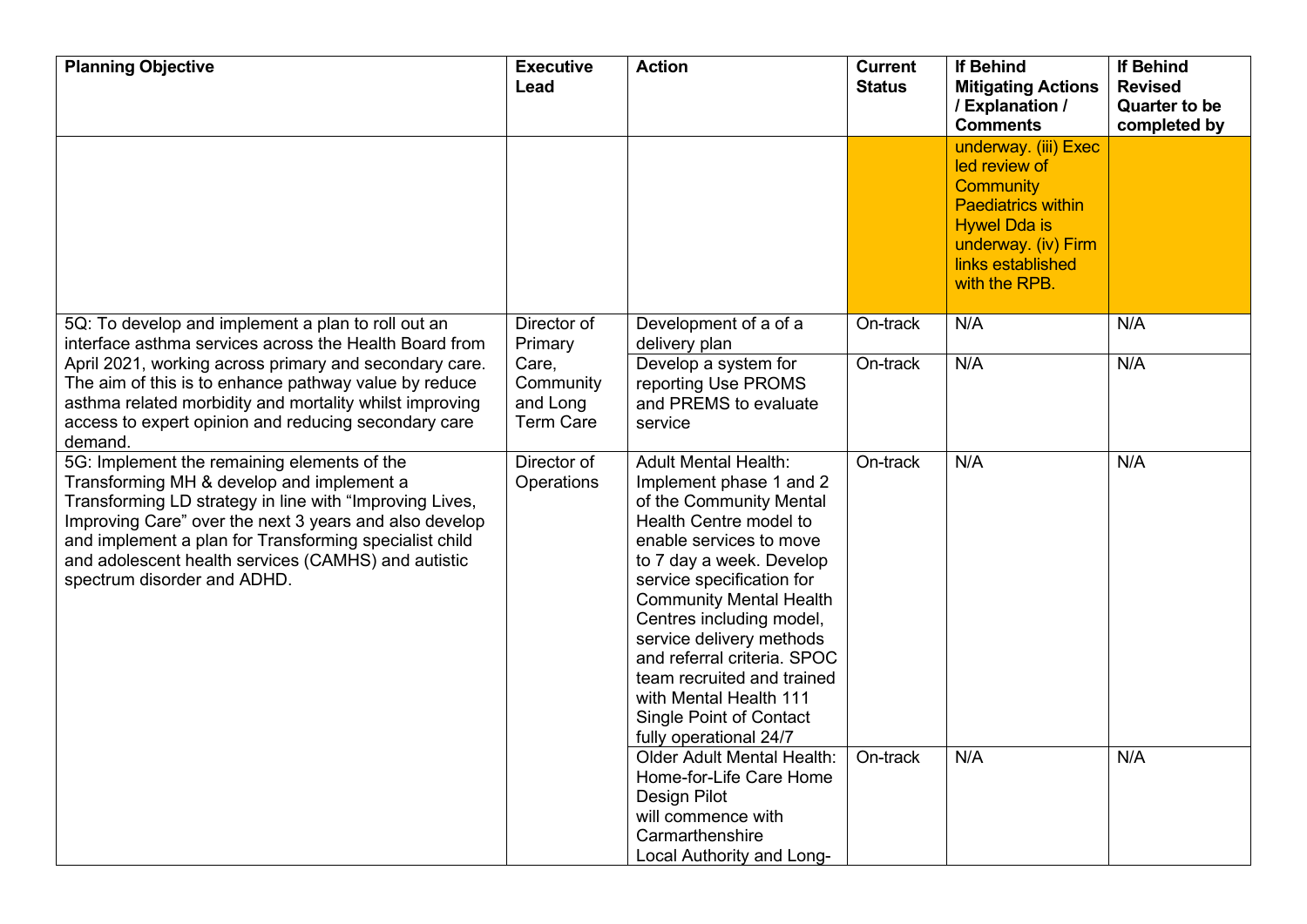| Planning Objective | Executive Lead | Action | Current Status | If Behind Mitigating Actions / Explanation / Comments | If Behind Revised Quarter to be completed by |
|---|---|---|---|---|---|
| | | | | underway. (iii) Exec led review of Community Paediatrics within Hywel Dda is underway. (iv) Firm links established with the RPB. | |
| 5Q: To develop and implement a plan to roll out an interface asthma services across the Health Board from April 2021, working across primary and secondary care. The aim of this is to enhance pathway value by reduce asthma related morbidity and mortality whilst improving access to expert opinion and reducing secondary care demand. | Director of Primary Care, Community and Long Term Care | Development of a of a delivery plan | On-track | N/A | N/A |
| | | Develop a system for reporting Use PROMS and PREMS to evaluate service | On-track | N/A | N/A |
| 5G: Implement the remaining elements of the Transforming MH & develop and implement a Transforming LD strategy in line with “Improving Lives, Improving Care” over the next 3 years and also develop and implement a plan for Transforming specialist child and adolescent health services (CAMHS) and autistic spectrum disorder and ADHD. | Director of Operations | Adult Mental Health: Implement phase 1 and 2 of the Community Mental Health Centre model to enable services to move to 7 day a week. Develop service specification for Community Mental Health Centres including model, service delivery methods and referral criteria. SPOC team recruited and trained with Mental Health 111 Single Point of Contact fully operational 24/7 | On-track | N/A | N/A |
| | | Older Adult Mental Health: Home-for-Life Care Home Design Pilot will commence with Carmarthenshire Local Authority and Long- | On-track | N/A | N/A |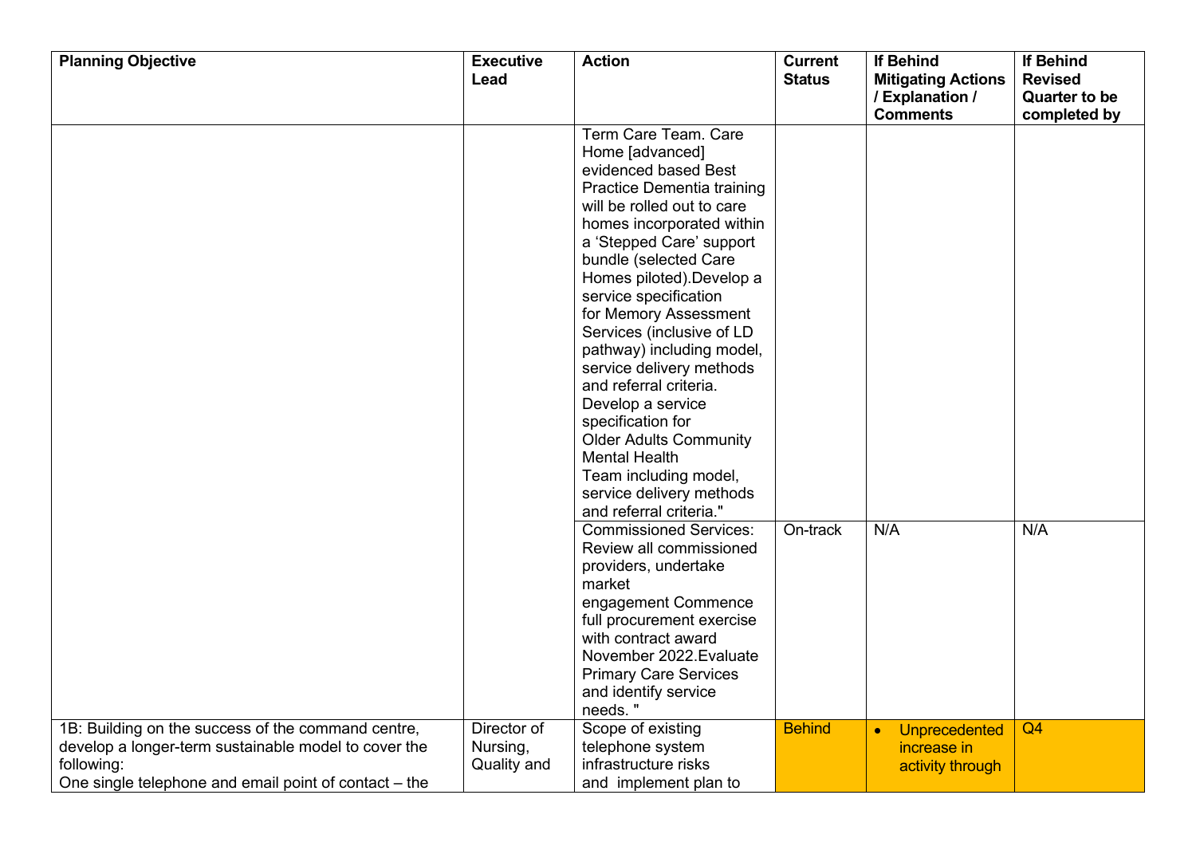| Planning Objective | Executive Lead | Action | Current Status | If Behind Mitigating Actions / Explanation / Comments | If Behind Revised Quarter to be completed by |
|---|---|---|---|---|---|
| | | Term Care Team. Care Home [advanced] evidenced based Best Practice Dementia training will be rolled out to care homes incorporated within a 'Stepped Care' support bundle (selected Care Homes piloted).Develop a service specification for Memory Assessment Services (inclusive of LD pathway) including model, service delivery methods and referral criteria. Develop a service specification for Older Adults Community Mental Health Team including model, service delivery methods and referral criteria." | | | |
| | | Commissioned Services: Review all commissioned providers, undertake market engagement Commence full procurement exercise with contract award November 2022.Evaluate Primary Care Services and identify service needs. " | On-track | N/A | N/A |
| 1B: Building on the success of the command centre, develop a longer-term sustainable model to cover the following: One single telephone and email point of contact – the | Director of Nursing, Quality and | Scope of existing telephone system infrastructure risks and implement plan to | Behind | • Unprecedented increase in activity through | Q4 |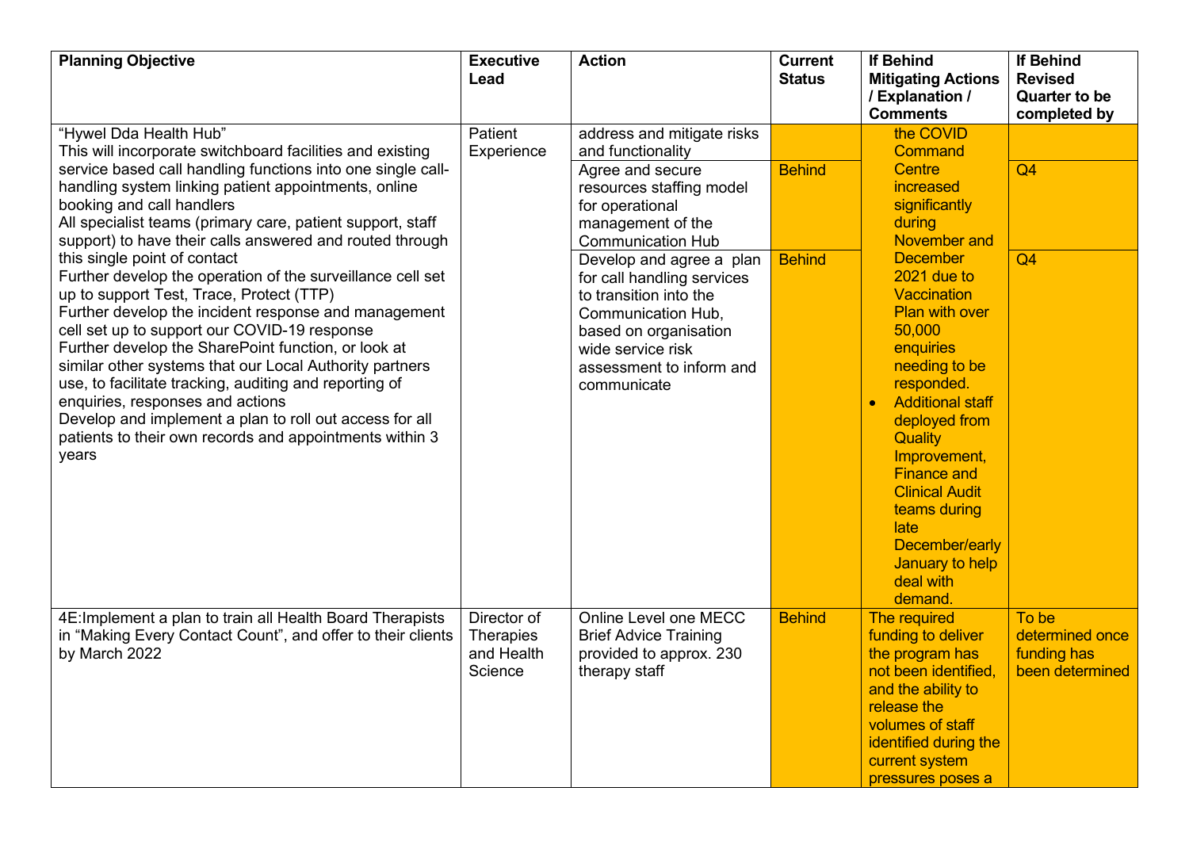| Planning Objective | Executive Lead | Action | Current Status | If Behind Mitigating Actions / Explanation / Comments | If Behind Revised Quarter to be completed by |
|---|---|---|---|---|---|
| "Hywel Dda Health Hub"<br>This will incorporate switchboard facilities and existing service based call handling functions into one single call-handling system linking patient appointments, online booking and call handlers<br>All specialist teams (primary care, patient support, staff support) to have their calls answered and routed through this single point of contact<br>Further develop the operation of the surveillance cell set up to support Test, Trace, Protect (TTP)<br>Further develop the incident response and management cell set up to support our COVID-19 response<br>Further develop the SharePoint function, or look at similar other systems that our Local Authority partners use, to facilitate tracking, auditing and reporting of enquiries, responses and actions<br>Develop and implement a plan to roll out access for all patients to their own records and appointments within 3 years | Patient Experience | address and mitigate risks and functionality | | the COVID Command Centre increased significantly during November and December 2021 due to Vaccination Plan with over 50,000 enquiries needing to be responded.<br>• Additional staff deployed from Quality Improvement, Finance and Clinical Audit teams during late December/early January to help deal with demand. | |
| | | Agree and secure resources staffing model for operational management of the Communication Hub | Behind | | Q4 |
| | | Develop and agree a plan for call handling services to transition into the Communication Hub, based on organisation wide service risk assessment to inform and communicate | Behind | | Q4 |
| 4E:Implement a plan to train all Health Board Therapists in "Making Every Contact Count", and offer to their clients by March 2022 | Director of Therapies and Health Science | Online Level one MECC Brief Advice Training provided to approx. 230 therapy staff | Behind | The required funding to deliver the program has not been identified, and the ability to release the volumes of staff identified during the current system pressures poses a | To be determined once funding has been determined |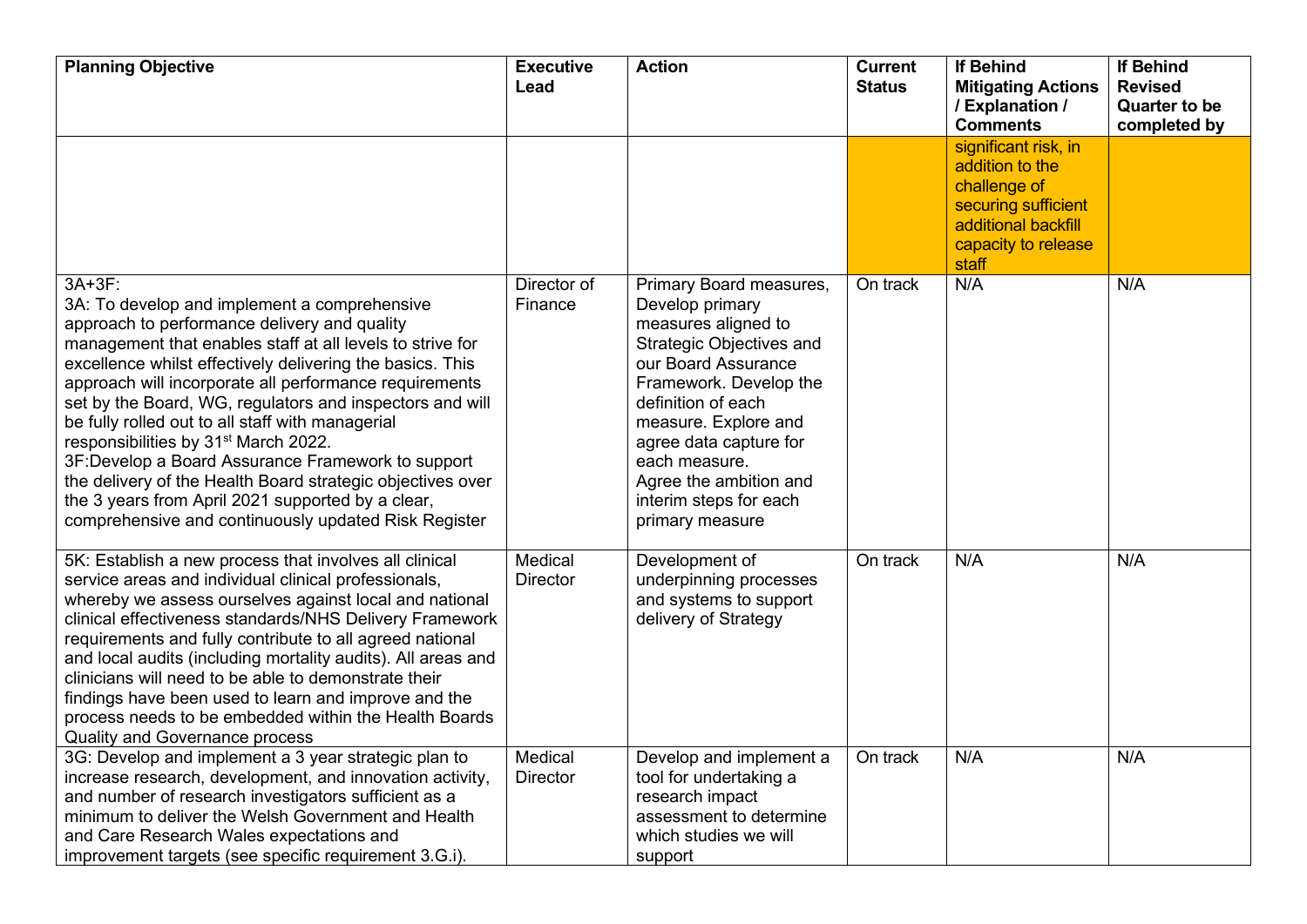| Planning Objective | Executive Lead | Action | Current Status | If Behind Mitigating Actions / Explanation / Comments | If Behind Revised Quarter to be completed by |
|---|---|---|---|---|---|
| | | | | significant risk, in addition to the challenge of securing sufficient additional backfill capacity to release staff | |
| 3A+3F:<br>3A: To develop and implement a comprehensive approach to performance delivery and quality management that enables staff at all levels to strive for excellence whilst effectively delivering the basics. This approach will incorporate all performance requirements set by the Board, WG, regulators and inspectors and will be fully rolled out to all staff with managerial responsibilities by 31st March 2022.<br>3F:Develop a Board Assurance Framework to support the delivery of the Health Board strategic objectives over the 3 years from April 2021 supported by a clear, comprehensive and continuously updated Risk Register | Director of Finance | Primary Board measures, Develop primary measures aligned to Strategic Objectives and our Board Assurance Framework. Develop the definition of each measure. Explore and agree data capture for each measure.<br>Agree the ambition and interim steps for each primary measure | On track | N/A | N/A |
| 5K: Establish a new process that involves all clinical service areas and individual clinical professionals, whereby we assess ourselves against local and national clinical effectiveness standards/NHS Delivery Framework requirements and fully contribute to all agreed national and local audits (including mortality audits). All areas and clinicians will need to be able to demonstrate their findings have been used to learn and improve and the process needs to be embedded within the Health Boards Quality and Governance process | Medical Director | Development of underpinning processes and systems to support delivery of Strategy | On track | N/A | N/A |
| 3G: Develop and implement a 3 year strategic plan to increase research, development, and innovation activity, and number of research investigators sufficient as a minimum to deliver the Welsh Government and Health and Care Research Wales expectations and improvement targets (see specific requirement 3.G.i). | Medical Director | Develop and implement a tool for undertaking a research impact assessment to determine which studies we will support | On track | N/A | N/A |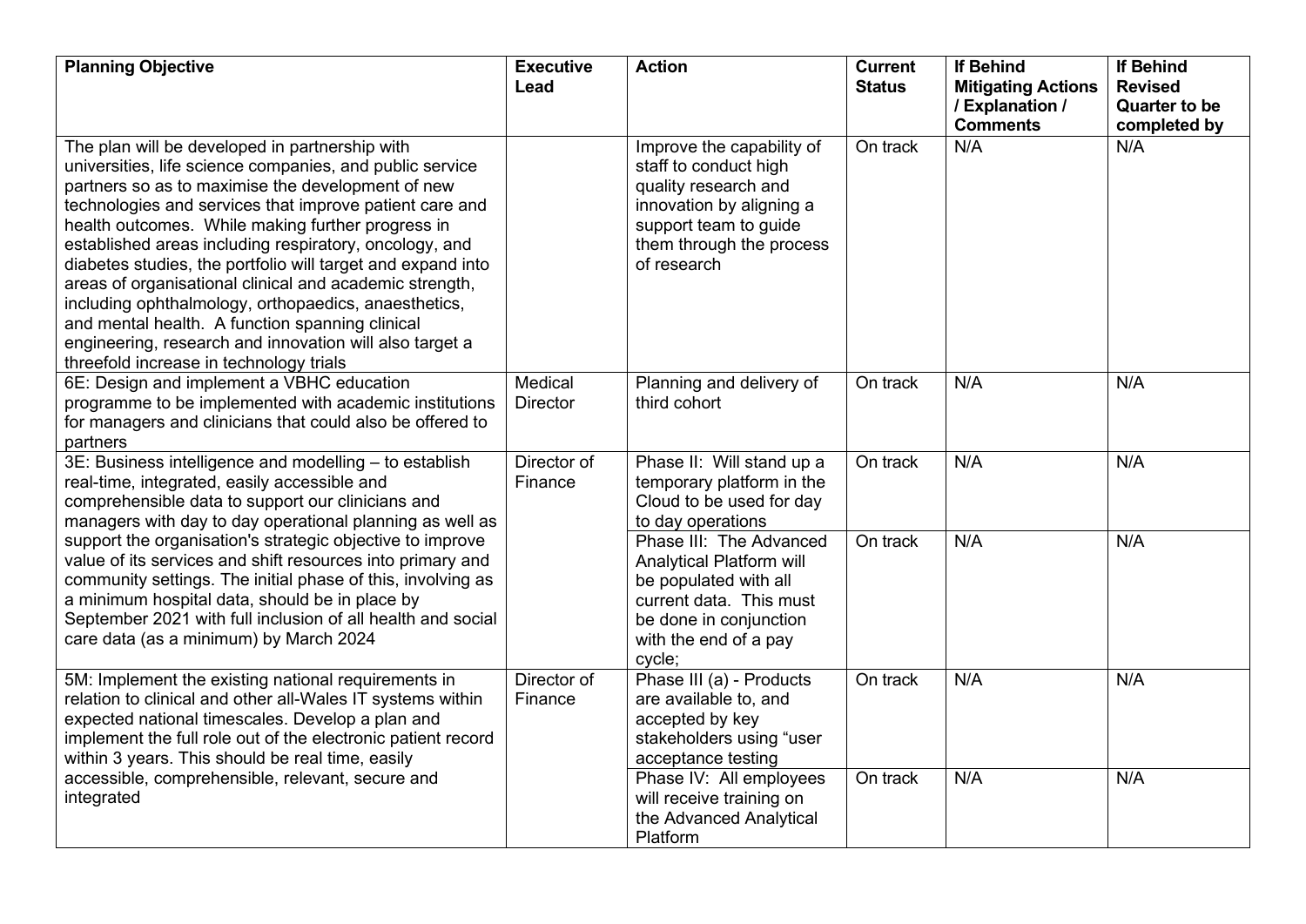| Planning Objective | Executive Lead | Action | Current Status | If Behind Mitigating Actions / Explanation / Comments | If Behind Revised Quarter to be completed by |
|---|---|---|---|---|---|
| The plan will be developed in partnership with universities, life science companies, and public service partners so as to maximise the development of new technologies and services that improve patient care and health outcomes. While making further progress in established areas including respiratory, oncology, and diabetes studies, the portfolio will target and expand into areas of organisational clinical and academic strength, including ophthalmology, orthopaedics, anaesthetics, and mental health. A function spanning clinical engineering, research and innovation will also target a threefold increase in technology trials | | Improve the capability of staff to conduct high quality research and innovation by aligning a support team to guide them through the process of research | On track | N/A | N/A |
| 6E: Design and implement a VBHC education programme to be implemented with academic institutions for managers and clinicians that could also be offered to partners | Medical Director | Planning and delivery of third cohort | On track | N/A | N/A |
| 3E: Business intelligence and modelling – to establish real-time, integrated, easily accessible and comprehensible data to support our clinicians and managers with day to day operational planning as well as support the organisation's strategic objective to improve value of its services and shift resources into primary and community settings. The initial phase of this, involving as a minimum hospital data, should be in place by September 2021 with full inclusion of all health and social care data (as a minimum) by March 2024 | Director of Finance | Phase II: Will stand up a temporary platform in the Cloud to be used for day to day operations | On track | N/A | N/A |
| | | Phase III: The Advanced Analytical Platform will be populated with all current data. This must be done in conjunction with the end of a pay cycle; | On track | N/A | N/A |
| 5M: Implement the existing national requirements in relation to clinical and other all-Wales IT systems within expected national timescales. Develop a plan and implement the full role out of the electronic patient record within 3 years. This should be real time, easily accessible, comprehensible, relevant, secure and integrated | Director of Finance | Phase III (a) - Products are available to, and accepted by key stakeholders using "user acceptance testing | On track | N/A | N/A |
| | | Phase IV: All employees will receive training on the Advanced Analytical Platform | On track | N/A | N/A |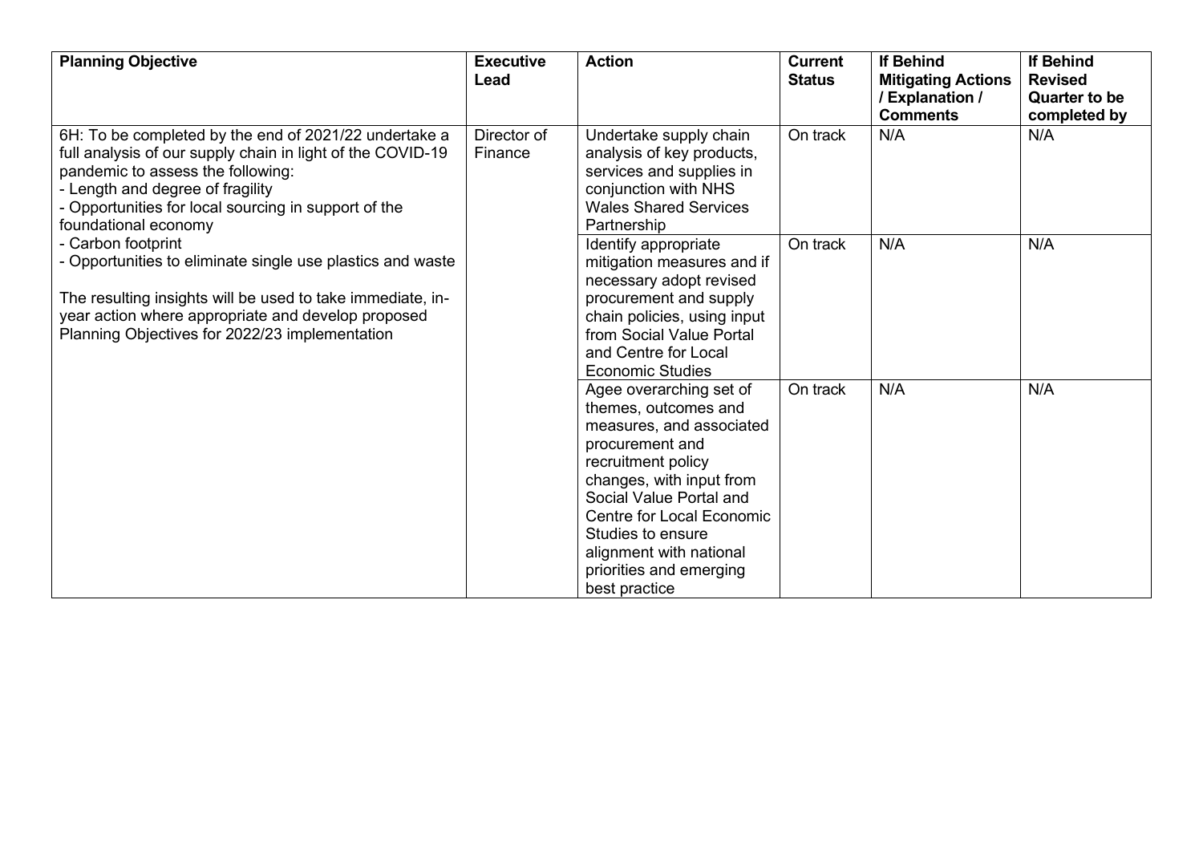| Planning Objective | Executive Lead | Action | Current Status | If Behind Mitigating Actions / Explanation / Comments | If Behind Revised Quarter to be completed by |
|---|---|---|---|---|---|
| 6H: To be completed by the end of 2021/22 undertake a full analysis of our supply chain in light of the COVID-19 pandemic to assess the following:<br>- Length and degree of fragility<br>- Opportunities for local sourcing in support of the foundational economy<br>- Carbon footprint<br>- Opportunities to eliminate single use plastics and waste<br><br>The resulting insights will be used to take immediate, in-year action where appropriate and develop proposed Planning Objectives for 2022/23 implementation | Director of Finance | Undertake supply chain analysis of key products, services and supplies in conjunction with NHS Wales Shared Services Partnership | On track | N/A | N/A |
| | | Identify appropriate mitigation measures and if necessary adopt revised procurement and supply chain policies, using input from Social Value Portal and Centre for Local Economic Studies | On track | N/A | N/A |
| | | Agee overarching set of themes, outcomes and measures, and associated procurement and recruitment policy changes, with input from Social Value Portal and Centre for Local Economic Studies to ensure alignment with national priorities and emerging best practice | On track | N/A | N/A |